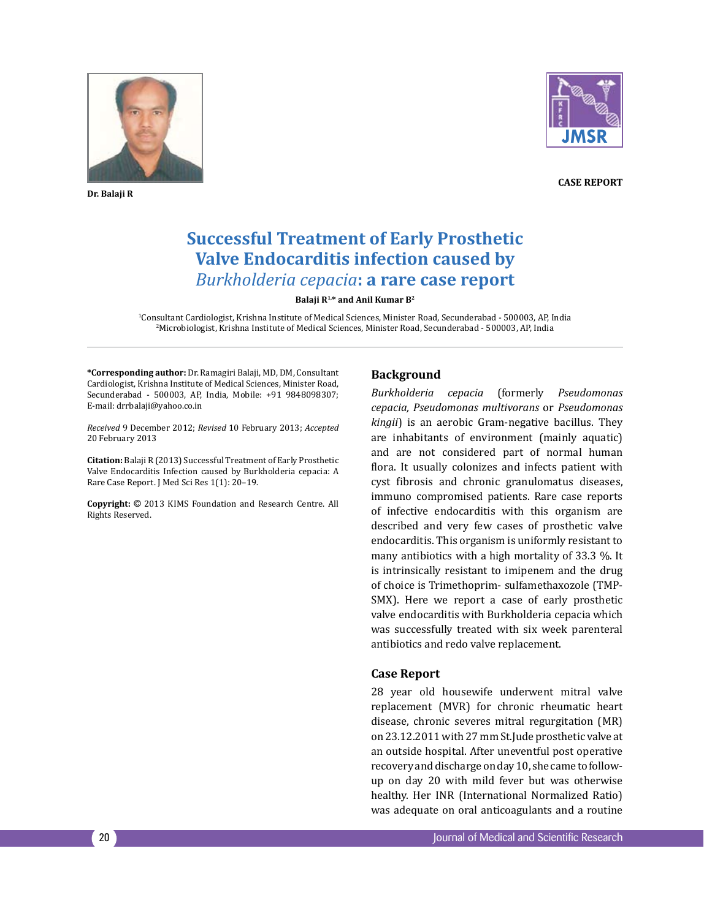Dr. Balaji R

CASE REPORT

# Successful Treatment of Early Prosthetic Valve Endocarditis infection caused by *Burkholderia cepacia*: a rare case report

**Balaji R[1,*] and Anil Kumar B[2]**

[1]Consultant Cardiologist, Krishna Institute of Medical Sciences, Minister Road, Secunderabad - 500003, AP, India
[2]Microbiologist, Krishna Institute of Medical Sciences, Minister Road, Secunderabad - 500003, AP, India

**\*Corresponding author:** Dr. Ramagiri Balaji, MD, DM, Consultant Cardiologist, Krishna Institute of Medical Sciences, Minister Road, Secunderabad - 500003, AP, India, Mobile: +91 9848098307; E-mail: drrbalaji@yahoo.co.in

*Received* 9 December 2012; *Revised* 10 February 2013; *Accepted* 20 February 2013

**Citation:** Balaji R (2013) Successful Treatment of Early Prosthetic Valve Endocarditis Infection caused by Burkholderia cepacia: A Rare Case Report. J Med Sci Res 1(1): 20–19.

**Copyright:** © 2013 KIMS Foundation and Research Centre. All Rights Reserved.

## Background

*Burkholderia cepacia* (formerly *Pseudomonas cepacia, Pseudomonas multivorans* or *Pseudomonas kingii*) is an aerobic Gram-negative bacillus. They are inhabitants of environment (mainly aquatic) and are not considered part of normal human flora. It usually colonizes and infects patient with cyst fibrosis and chronic granulomatus diseases, immuno compromised patients. Rare case reports of infective endocarditis with this organism are described and very few cases of prosthetic valve endocarditis. This organism is uniformly resistant to many antibiotics with a high mortality of 33.3 %. It is intrinsically resistant to imipenem and the drug of choice is Trimethoprim- sulfamethaxozole (TMP-SMX). Here we report a case of early prosthetic valve endocarditis with Burkholderia cepacia which was successfully treated with six week parenteral antibiotics and redo valve replacement.

## Case Report

28 year old housewife underwent mitral valve replacement (MVR) for chronic rheumatic heart disease, chronic severes mitral regurgitation (MR) on 23.12.2011 with 27 mm St.Jude prosthetic valve at an outside hospital. After uneventful post operative recovery and discharge on day 10, she came to follow-up on day 20 with mild fever but was otherwise healthy. Her INR (International Normalized Ratio) was adequate on oral anticoagulants and a routine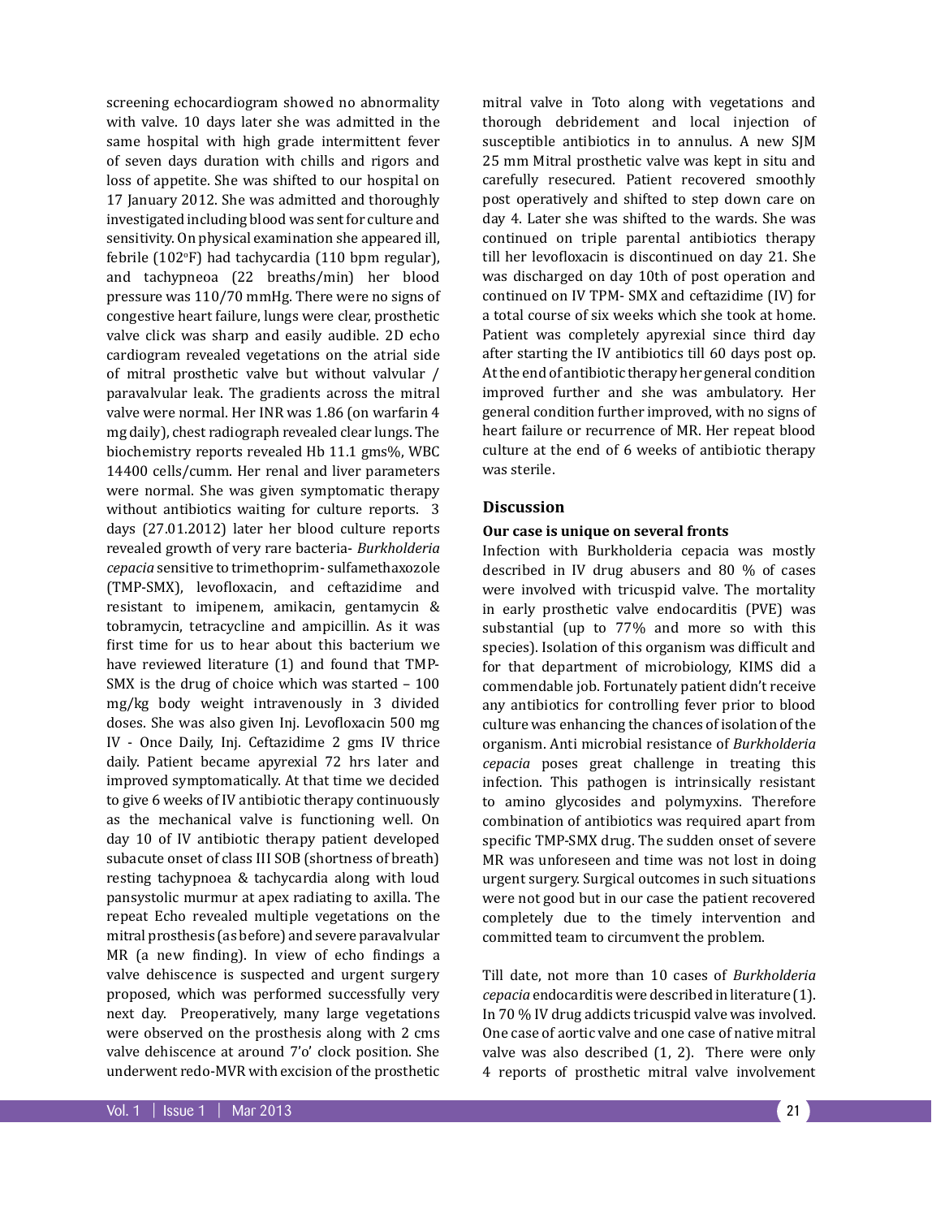screening echocardiogram showed no abnormality with valve. 10 days later she was admitted in the same hospital with high grade intermittent fever of seven days duration with chills and rigors and loss of appetite. She was shifted to our hospital on 17 January 2012. She was admitted and thoroughly investigated including blood was sent for culture and sensitivity. On physical examination she appeared ill, febrile (102°F) had tachycardia (110 bpm regular), and tachypneoa (22 breaths/min) her blood pressure was 110/70 mmHg. There were no signs of congestive heart failure, lungs were clear, prosthetic valve click was sharp and easily audible. 2D echo cardiogram revealed vegetations on the atrial side of mitral prosthetic valve but without valvular / paravalvular leak. The gradients across the mitral valve were normal. Her INR was 1.86 (on warfarin 4 mg daily), chest radiograph revealed clear lungs. The biochemistry reports revealed Hb 11.1 gms%, WBC 14400 cells/cumm. Her renal and liver parameters were normal. She was given symptomatic therapy without antibiotics waiting for culture reports. 3 days (27.01.2012) later her blood culture reports revealed growth of very rare bacteria- *Burkholderia cepacia* sensitive to trimethoprim- sulfamethaxozole (TMP-SMX), levofloxacin, and ceftazidime and resistant to imipenem, amikacin, gentamycin & tobramycin, tetracycline and ampicillin. As it was first time for us to hear about this bacterium we have reviewed literature (1) and found that TMP-SMX is the drug of choice which was started – 100 mg/kg body weight intravenously in 3 divided doses. She was also given Inj. Levofloxacin 500 mg IV - Once Daily, Inj. Ceftazidime 2 gms IV thrice daily. Patient became apyrexial 72 hrs later and improved symptomatically. At that time we decided to give 6 weeks of IV antibiotic therapy continuously as the mechanical valve is functioning well. On day 10 of IV antibiotic therapy patient developed subacute onset of class III SOB (shortness of breath) resting tachypnoea & tachycardia along with loud pansystolic murmur at apex radiating to axilla. The repeat Echo revealed multiple vegetations on the mitral prosthesis (as before) and severe paravalvular MR (a new finding). In view of echo findings a valve dehiscence is suspected and urgent surgery proposed, which was performed successfully very next day. Preoperatively, many large vegetations were observed on the prosthesis along with 2 cms valve dehiscence at around 7'o' clock position. She underwent redo-MVR with excision of the prosthetic mitral valve in Toto along with vegetations and thorough debridement and local injection of susceptible antibiotics in to annulus. A new SJM 25 mm Mitral prosthetic valve was kept in situ and carefully resecured. Patient recovered smoothly post operatively and shifted to step down care on day 4. Later she was shifted to the wards. She was continued on triple parental antibiotics therapy till her levofloxacin is discontinued on day 21. She was discharged on day 10th of post operation and continued on IV TPM- SMX and ceftazidime (IV) for a total course of six weeks which she took at home. Patient was completely apyrexial since third day after starting the IV antibiotics till 60 days post op. At the end of antibiotic therapy her general condition improved further and she was ambulatory. Her general condition further improved, with no signs of heart failure or recurrence of MR. Her repeat blood culture at the end of 6 weeks of antibiotic therapy was sterile.

## Discussion

### Our case is unique on several fronts

Infection with Burkholderia cepacia was mostly described in IV drug abusers and 80 % of cases were involved with tricuspid valve. The mortality in early prosthetic valve endocarditis (PVE) was substantial (up to 77% and more so with this species). Isolation of this organism was difficult and for that department of microbiology, KIMS did a commendable job. Fortunately patient didn't receive any antibiotics for controlling fever prior to blood culture was enhancing the chances of isolation of the organism. Anti microbial resistance of *Burkholderia cepacia* poses great challenge in treating this infection. This pathogen is intrinsically resistant to amino glycosides and polymyxins. Therefore combination of antibiotics was required apart from specific TMP-SMX drug. The sudden onset of severe MR was unforeseen and time was not lost in doing urgent surgery. Surgical outcomes in such situations were not good but in our case the patient recovered completely due to the timely intervention and committed team to circumvent the problem.

Till date, not more than 10 cases of *Burkholderia cepacia* endocarditis were described in literature (1). In 70 % IV drug addicts tricuspid valve was involved. One case of aortic valve and one case of native mitral valve was also described (1, 2). There were only 4 reports of prosthetic mitral valve involvement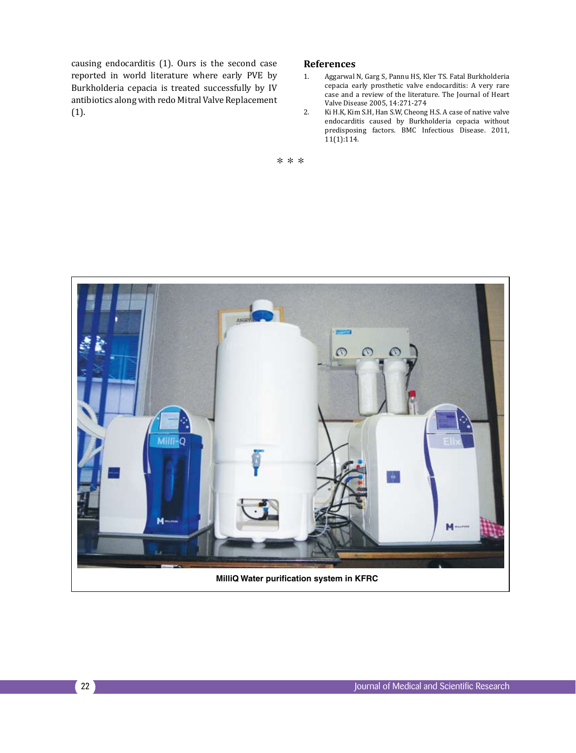causing endocarditis (1). Ours is the second case reported in world literature where early PVE by Burkholderia cepacia is treated successfully by IV antibiotics along with redo Mitral Valve Replacement (1).

## References

1. Aggarwal N, Garg S, Pannu HS, Kler TS. Fatal Burkholderia cepacia early prosthetic valve endocarditis: A very rare case and a review of the literature. The Journal of Heart Valve Disease 2005, 14:271-274
2. Ki H.K, Kim S.H, Han S.W, Cheong H.S. A case of native valve endocarditis caused by Burkholderia cepacia without predisposing factors. BMC Infectious Disease. 2011, 11(1):114.

\* \* \*

**MilliQ Water purification system in KFRC**